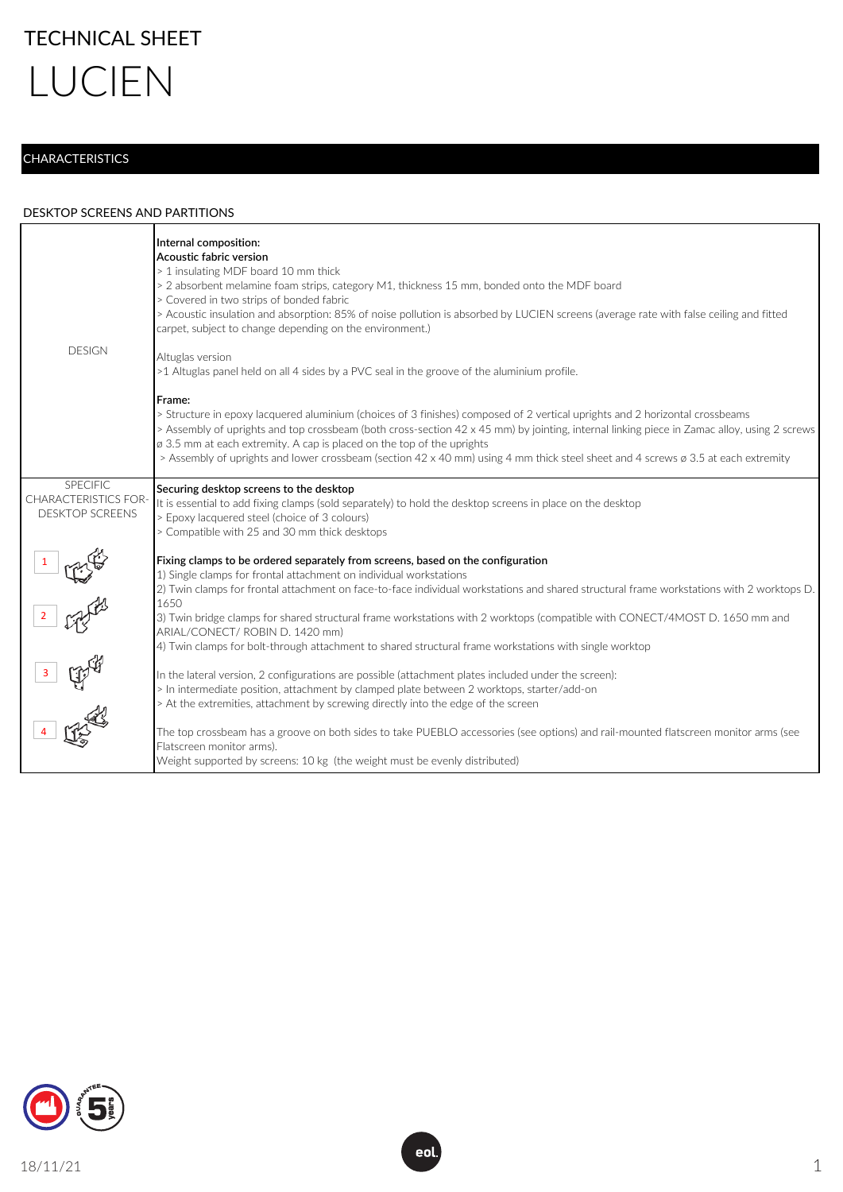# TECHNICAL SHEET

# LUCIEN

## CHARACTERISTICS

### DESKTOP SCREENS AND PARTITIONS

| | |
|---|---|
| DESIGN | **Internal composition:**<br>**Acoustic fabric version**<br>> 1 insulating MDF board 10 mm thick<br>> 2 absorbent melamine foam strips, category M1, thickness 15 mm, bonded onto the MDF board<br>> Covered in two strips of bonded fabric<br>> Acoustic insulation and absorption: 85% of noise pollution is absorbed by LUCIEN screens (average rate with false ceiling and fitted carpet, subject to change depending on the environment.)<br><br>Altuglas version<br>>1 Altuglas panel held on all 4 sides by a PVC seal in the groove of the aluminium profile.<br><br>**Frame:**<br>> Structure in epoxy lacquered aluminium (choices of 3 finishes) composed of 2 vertical uprights and 2 horizontal crossbeams<br>> Assembly of uprights and top crossbeam (both cross-section 42 x 45 mm) by jointing, internal linking piece in Zamac alloy, using 2 screws ø 3.5 mm at each extremity. A cap is placed on the top of the uprights<br>> Assembly of uprights and lower crossbeam (section 42 x 40 mm) using 4 mm thick steel sheet and 4 screws ø 3.5 at each extremity |
| SPECIFIC CHARACTERISTICS FOR-DESKTOP SCREENS<br><br>1<br>2<br>3<br>4 | **Securing desktop screens to the desktop**<br>It is essential to add fixing clamps (sold separately) to hold the desktop screens in place on the desktop<br>> Epoxy lacquered steel (choice of 3 colours)<br>> Compatible with 25 and 30 mm thick desktops<br><br>**Fixing clamps to be ordered separately from screens, based on the configuration**<br>1) Single clamps for frontal attachment on individual workstations<br>2) Twin clamps for frontal attachment on face-to-face individual workstations and shared structural frame workstations with 2 worktops D. 1650<br>3) Twin bridge clamps for shared structural frame workstations with 2 worktops (compatible with CONECT/4MOST D. 1650 mm and ARIAL/CONECT/ ROBIN D. 1420 mm)<br>4) Twin clamps for bolt-through attachment to shared structural frame workstations with single worktop<br><br>In the lateral version, 2 configurations are possible (attachment plates included under the screen):<br>> In intermediate position, attachment by clamped plate between 2 worktops, starter/add-on<br>> At the extremities, attachment by screwing directly into the edge of the screen<br><br>The top crossbeam has a groove on both sides to take PUEBLO accessories (see options) and rail-mounted flatscreen monitor arms (see Flatscreen monitor arms).<br>Weight supported by screens: 10 kg (the weight must be evenly distributed) |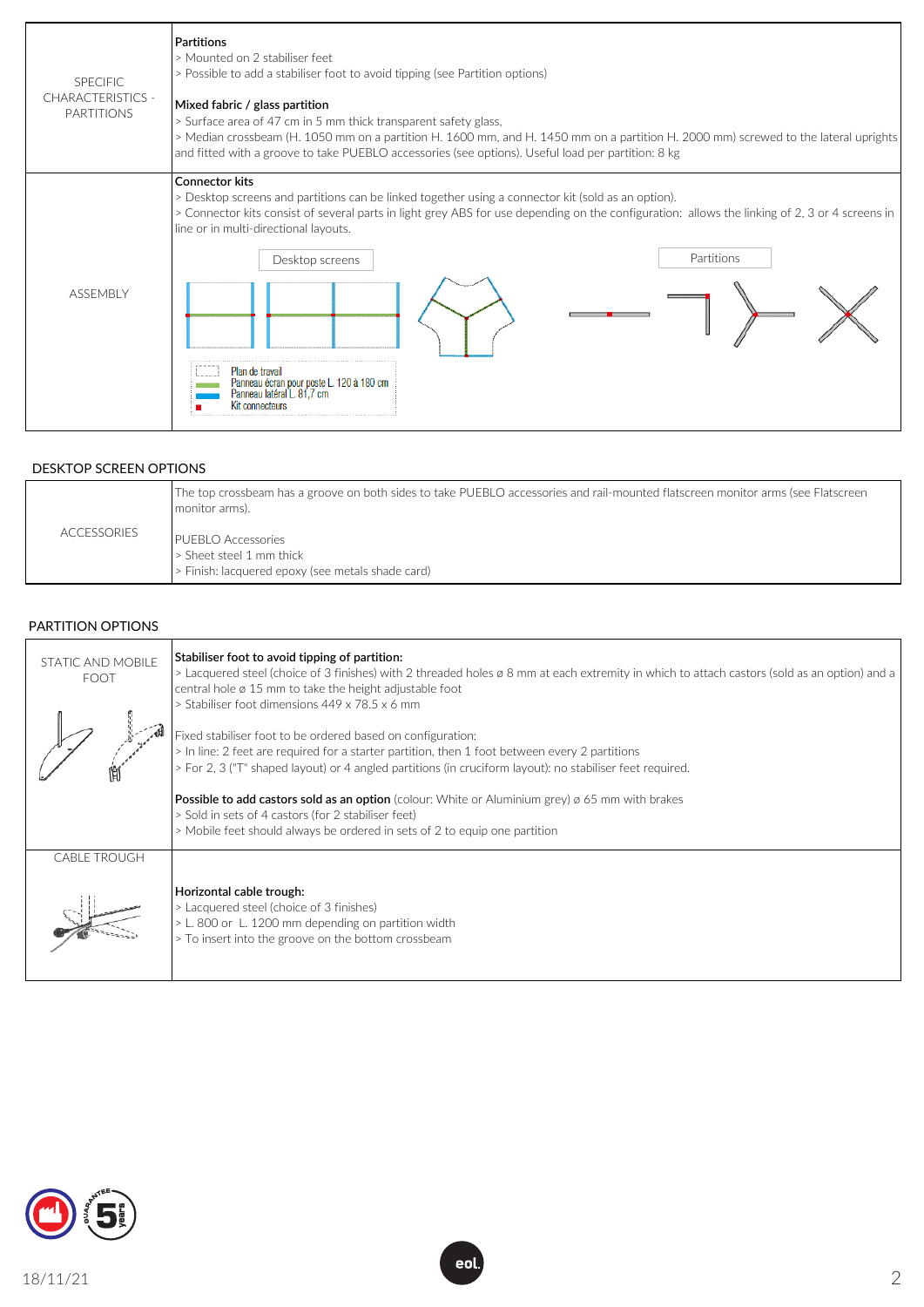| | |
|---|---|
| SPECIFIC CHARACTERISTICS - PARTITIONS | **Partitions**<br>> Mounted on 2 stabiliser feet<br>> Possible to add a stabiliser foot to avoid tipping (see Partition options)<br><br>**Mixed fabric / glass partition**<br>> Surface area of 47 cm in 5 mm thick transparent safety glass,<br>> Median crossbeam (H. 1050 mm on a partition H. 1600 mm, and H. 1450 mm on a partition H. 2000 mm) screwed to the lateral uprights and fitted with a groove to take PUEBLO accessories (see options). Useful load per partition: 8 kg |
| ASSEMBLY | **Connector kits**<br>> Desktop screens and partitions can be linked together using a connector kit (sold as an option).<br>> Connector kits consist of several parts in light grey ABS for use depending on the configuration: allows the linking of 2, 3 or 4 screens in line or in multi-directional layouts.<br><br>Desktop screens — Partitions<br><br>Plan de travail<br>Panneau écran pour poste L. 120 à 180 cm<br>Panneau latéral L. 81,7 cm<br>Kit connecteurs |

## DESKTOP SCREEN OPTIONS

| | |
|---|---|
| ACCESSORIES | The top crossbeam has a groove on both sides to take PUEBLO accessories and rail-mounted flatscreen monitor arms (see Flatscreen monitor arms).<br><br>PUEBLO Accessories<br>> Sheet steel 1 mm thick<br>> Finish: lacquered epoxy (see metals shade card) |

## PARTITION OPTIONS

| | |
|---|---|
| STATIC AND MOBILE FOOT | **Stabiliser foot to avoid tipping of partition:**<br>> Lacquered steel (choice of 3 finishes) with 2 threaded holes ø 8 mm at each extremity in which to attach castors (sold as an option) and a central hole ø 15 mm to take the height adjustable foot<br>> Stabiliser foot dimensions 449 x 78.5 x 6 mm<br><br>Fixed stabiliser foot to be ordered based on configuration:<br>> In line: 2 feet are required for a starter partition, then 1 foot between every 2 partitions<br>> For 2, 3 ("T" shaped layout) or 4 angled partitions (in cruciform layout): no stabiliser feet required.<br><br>**Possible to add castors sold as an option** (colour: White or Aluminium grey) ø 65 mm with brakes<br>> Sold in sets of 4 castors (for 2 stabiliser feet)<br>> Mobile feet should always be ordered in sets of 2 to equip one partition |
| CABLE TROUGH | **Horizontal cable trough:**<br>> Lacquered steel (choice of 3 finishes)<br>> L. 800 or L. 1200 mm depending on partition width<br>> To insert into the groove on the bottom crossbeam |

18/11/21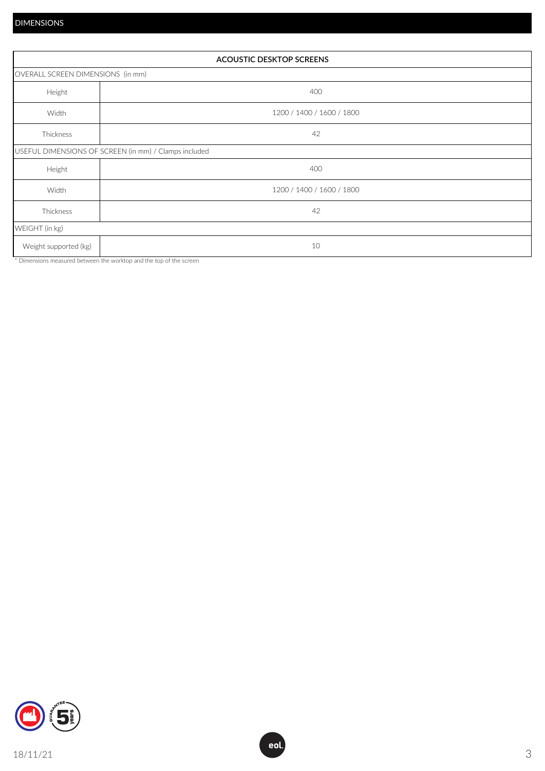## DIMENSIONS

| ACOUSTIC DESKTOP SCREENS | |
|---|---|
| OVERALL SCREEN DIMENSIONS (in mm) | |
| Height | 400 |
| Width | 1200 / 1400 / 1600 / 1800 |
| Thickness | 42 |
| USEFUL DIMENSIONS OF SCREEN (in mm) / Clamps included | |
| Height | 400 |
| Width | 1200 / 1400 / 1600 / 1800 |
| Thickness | 42 |
| WEIGHT (in kg) | |
| Weight supported (kg) | 10 |

* Dimensions measured between the worktop and the top of the screen

18/11/21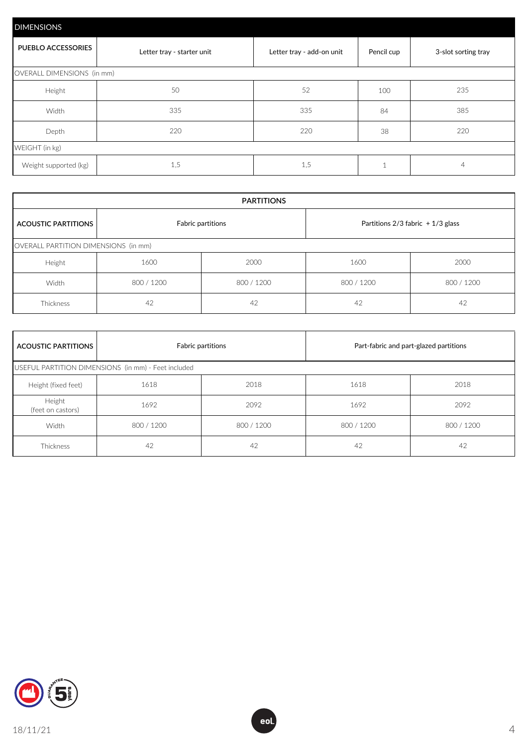## DIMENSIONS

| PUEBLO ACCESSORIES | Letter tray - starter unit | Letter tray - add-on unit | Pencil cup | 3-slot sorting tray |
|---|---|---|---|---|
| OVERALL DIMENSIONS (in mm) | | | | |
| Height | 50 | 52 | 100 | 235 |
| Width | 335 | 335 | 84 | 385 |
| Depth | 220 | 220 | 38 | 220 |
| WEIGHT (in kg) | | | | |
| Weight supported (kg) | 1,5 | 1,5 | 1 | 4 |

## PARTITIONS

| ACOUSTIC PARTITIONS | Fabric partitions | | Partitions 2/3 fabric + 1/3 glass | |
|---|---|---|---|---|
| OVERALL PARTITION DIMENSIONS (in mm) | | | | |
| Height | 1600 | 2000 | 1600 | 2000 |
| Width | 800 / 1200 | 800 / 1200 | 800 / 1200 | 800 / 1200 |
| Thickness | 42 | 42 | 42 | 42 |

| ACOUSTIC PARTITIONS | Fabric partitions | | Part-fabric and part-glazed partitions | |
|---|---|---|---|---|
| USEFUL PARTITION DIMENSIONS (in mm) - Feet included | | | | |
| Height (fixed feet) | 1618 | 2018 | 1618 | 2018 |
| Height (feet on castors) | 1692 | 2092 | 1692 | 2092 |
| Width | 800 / 1200 | 800 / 1200 | 800 / 1200 | 800 / 1200 |
| Thickness | 42 | 42 | 42 | 42 |

GUARANTEE 5 years

18/11/21